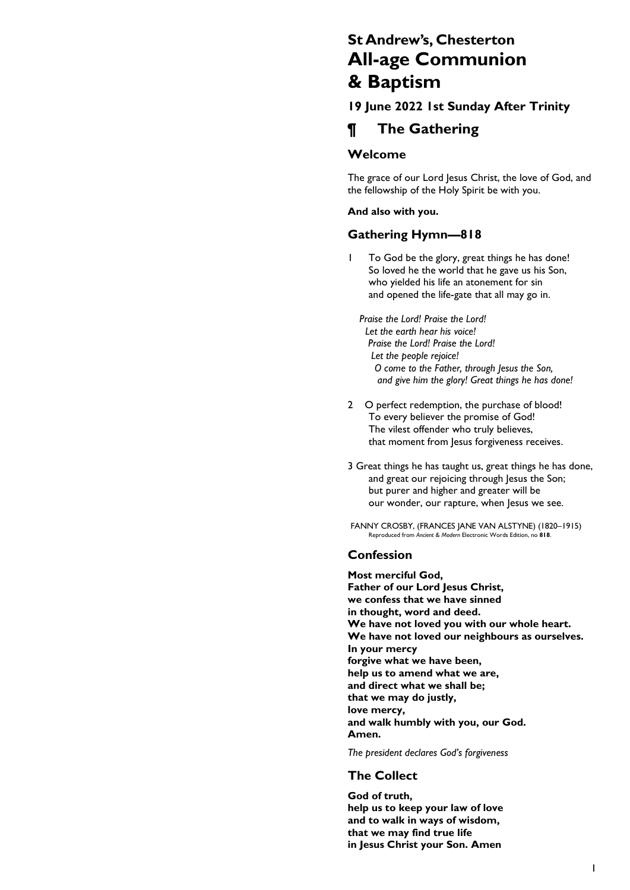# St Andrew's, Chesterton
# All-age Communion & Baptism

### 19 June 2022 1st Sunday After Trinity

## ¶ The Gathering

### Welcome

The grace of our Lord Jesus Christ, the love of God, and the fellowship of the Holy Spirit be with you.

**And also with you.**

### Gathering Hymn—818

1 To God be the glory, great things he has done!
So loved he the world that he gave us his Son,
who yielded his life an atonement for sin
and opened the life-gate that all may go in.

*Praise the Lord! Praise the Lord!*
*Let the earth hear his voice!*
*Praise the Lord! Praise the Lord!*
*Let the people rejoice!*
*O come to the Father, through Jesus the Son,*
*and give him the glory! Great things he has done!*

2 O perfect redemption, the purchase of blood!
To every believer the promise of God!
The vilest offender who truly believes,
that moment from Jesus forgiveness receives.

3 Great things he has taught us, great things he has done,
and great our rejoicing through Jesus the Son;
but purer and higher and greater will be
our wonder, our rapture, when Jesus we see.

FANNY CROSBY, (FRANCES JANE VAN ALSTYNE) (1820–1915)
Reproduced from *Ancient & Modern* Electronic Words Edition, no **818**.

### Confession

**Most merciful God,**
**Father of our Lord Jesus Christ,**
**we confess that we have sinned**
**in thought, word and deed.**
**We have not loved you with our whole heart.**
**We have not loved our neighbours as ourselves.**
**In your mercy**
**forgive what we have been,**
**help us to amend what we are,**
**and direct what we shall be;**
**that we may do justly,**
**love mercy,**
**and walk humbly with you, our God.**
**Amen.**

*The president declares God's forgiveness*

### The Collect

**God of truth,**
**help us to keep your law of love**
**and to walk in ways of wisdom,**
**that we may find true life**
**in Jesus Christ your Son. Amen**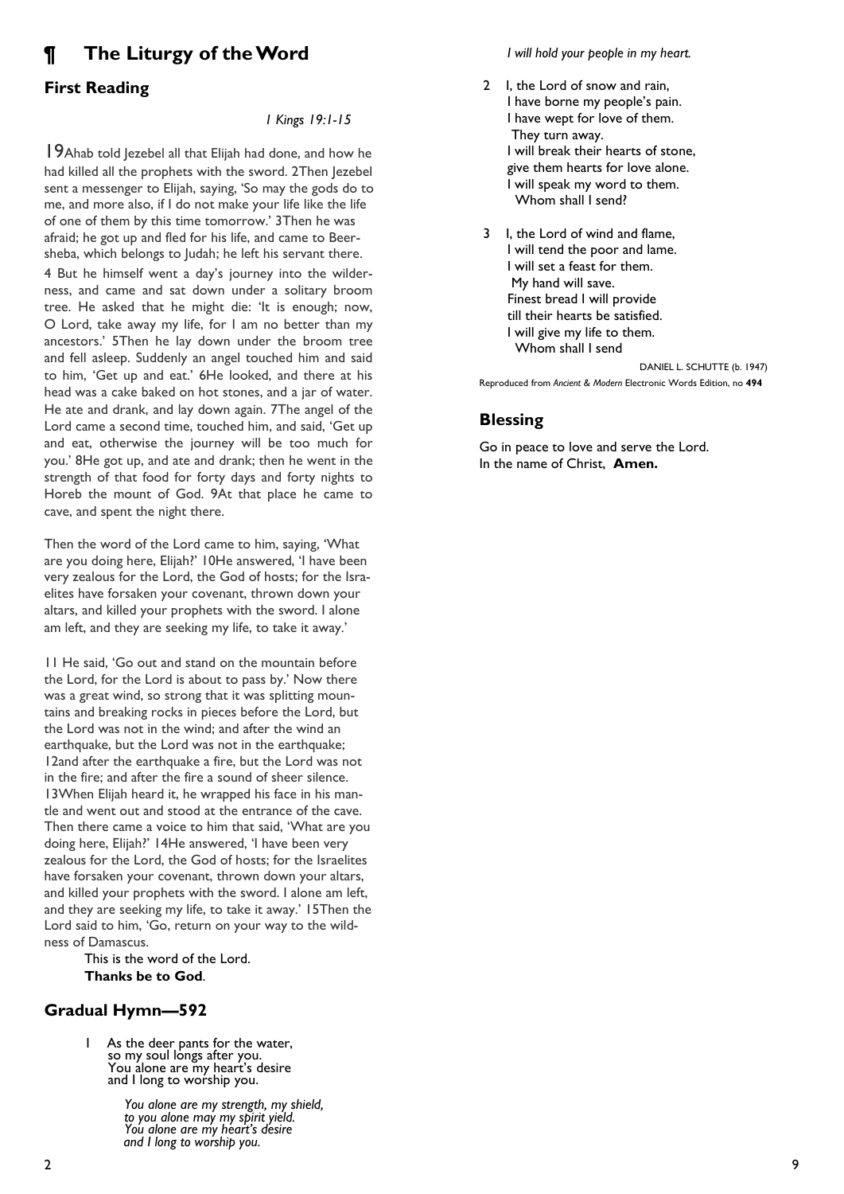# ¶ The Liturgy of the Word

## First Reading

*1 Kings 19:1-15*

19Ahab told Jezebel all that Elijah had done, and how he had killed all the prophets with the sword. 2Then Jezebel sent a messenger to Elijah, saying, 'So may the gods do to me, and more also, if I do not make your life like the life of one of them by this time tomorrow.' 3Then he was afraid; he got up and fled for his life, and came to Beer-sheba, which belongs to Judah; he left his servant there.

4 But he himself went a day's journey into the wilderness, and came and sat down under a solitary broom tree. He asked that he might die: 'It is enough; now, O Lord, take away my life, for I am no better than my ancestors.' 5Then he lay down under the broom tree and fell asleep. Suddenly an angel touched him and said to him, 'Get up and eat.' 6He looked, and there at his head was a cake baked on hot stones, and a jar of water. He ate and drank, and lay down again. 7The angel of the Lord came a second time, touched him, and said, 'Get up and eat, otherwise the journey will be too much for you.' 8He got up, and ate and drank; then he went in the strength of that food for forty days and forty nights to Horeb the mount of God. 9At that place he came to cave, and spent the night there.

Then the word of the Lord came to him, saying, 'What are you doing here, Elijah?' 10He answered, 'I have been very zealous for the Lord, the God of hosts; for the Israelites have forsaken your covenant, thrown down your altars, and killed your prophets with the sword. I alone am left, and they are seeking my life, to take it away.'

11 He said, 'Go out and stand on the mountain before the Lord, for the Lord is about to pass by.' Now there was a great wind, so strong that it was splitting mountains and breaking rocks in pieces before the Lord, but the Lord was not in the wind; and after the wind an earthquake, but the Lord was not in the earthquake; 12and after the earthquake a fire, but the Lord was not in the fire; and after the fire a sound of sheer silence. 13When Elijah heard it, he wrapped his face in his mantle and went out and stood at the entrance of the cave. Then there came a voice to him that said, 'What are you doing here, Elijah?' 14He answered, 'I have been very zealous for the Lord, the God of hosts; for the Israelites have forsaken your covenant, thrown down your altars, and killed your prophets with the sword. I alone am left, and they are seeking my life, to take it away.' 15Then the Lord said to him, 'Go, return on your way to the wildness of Damascus.

This is the word of the Lord.
**Thanks be to God**.

## Gradual Hymn—592

1 As the deer pants for the water,
so my soul longs after you.
You alone are my heart's desire
and I long to worship you.

*You alone are my strength, my shield,*
*to you alone may my spirit yield.*
*You alone are my heart's desire*
*and I long to worship you.*

*I will hold your people in my heart.*

2 I, the Lord of snow and rain,
I have borne my people's pain.
I have wept for love of them.
They turn away.
I will break their hearts of stone,
give them hearts for love alone.
I will speak my word to them.
Whom shall I send?

3 I, the Lord of wind and flame,
I will tend the poor and lame.
I will set a feast for them.
My hand will save.
Finest bread I will provide
till their hearts be satisfied.
I will give my life to them.
Whom shall I send

DANIEL L. SCHUTTE (b. 1947)

Reproduced from *Ancient & Modern* Electronic Words Edition, no **494**

## Blessing

Go in peace to love and serve the Lord.
In the name of Christ, **Amen.**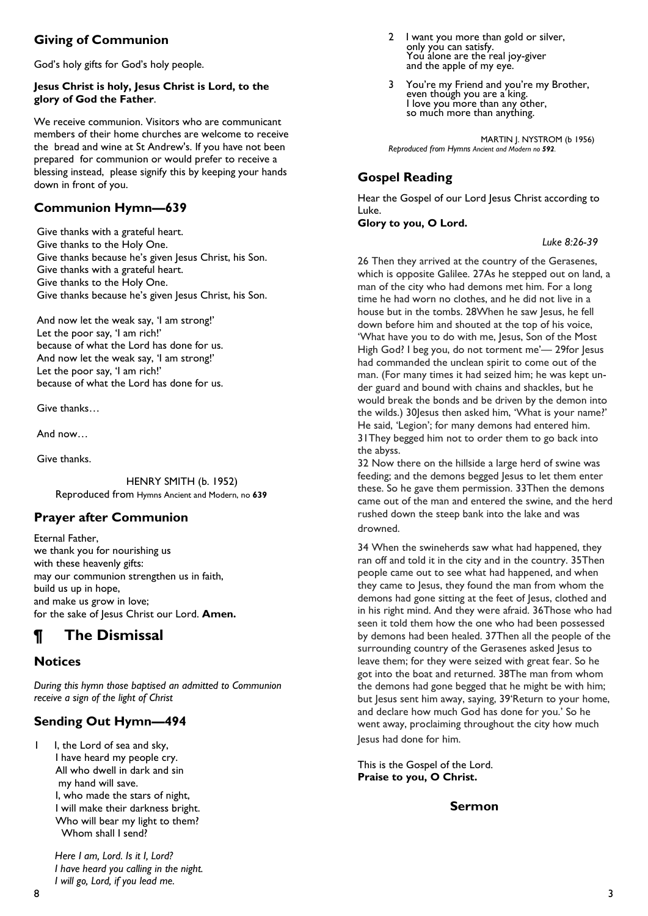## Giving of Communion

God's holy gifts for God's holy people.

**Jesus Christ is holy, Jesus Christ is Lord, to the glory of God the Father**.

We receive communion. Visitors who are communicant members of their home churches are welcome to receive the bread and wine at St Andrew's. If you have not been prepared for communion or would prefer to receive a blessing instead, please signify this by keeping your hands down in front of you.

## Communion Hymn—639

Give thanks with a grateful heart.
Give thanks to the Holy One.
Give thanks because he's given Jesus Christ, his Son.
Give thanks with a grateful heart.
Give thanks to the Holy One.
Give thanks because he's given Jesus Christ, his Son.

And now let the weak say, 'I am strong!'
Let the poor say, 'I am rich!'
because of what the Lord has done for us.
And now let the weak say, 'I am strong!'
Let the poor say, 'I am rich!'
because of what the Lord has done for us.

Give thanks…

And now…

Give thanks.

HENRY SMITH (b. 1952)
Reproduced from Hymns Ancient and Modern, no **639**

## Prayer after Communion

Eternal Father,
we thank you for nourishing us
with these heavenly gifts:
may our communion strengthen us in faith,
build us up in hope,
and make us grow in love;
for the sake of Jesus Christ our Lord. **Amen.**

# ¶ The Dismissal

## Notices

*During this hymn those baptised an admitted to Communion receive a sign of the light of Christ*

## Sending Out Hymn—494

1 I, the Lord of sea and sky,
I have heard my people cry.
All who dwell in dark and sin
my hand will save.
I, who made the stars of night,
I will make their darkness bright.
Who will bear my light to them?
Whom shall I send?

*Here I am, Lord. Is it I, Lord?*
*I have heard you calling in the night.*
*I will go, Lord, if you lead me.*

2 I want you more than gold or silver,
only you can satisfy.
You alone are the real joy-giver
and the apple of my eye.

3 You're my Friend and you're my Brother,
even though you are a king.
I love you more than any other,
so much more than anything.

MARTIN J. NYSTROM (b 1956)
*Reproduced from Hymns Ancient and Modern no **592**.*

## Gospel Reading

Hear the Gospel of our Lord Jesus Christ according to Luke.
**Glory to you, O Lord.**

*Luke 8:26-39*

26 Then they arrived at the country of the Gerasenes, which is opposite Galilee. 27As he stepped out on land, a man of the city who had demons met him. For a long time he had worn no clothes, and he did not live in a house but in the tombs. 28When he saw Jesus, he fell down before him and shouted at the top of his voice, 'What have you to do with me, Jesus, Son of the Most High God? I beg you, do not torment me'— 29for Jesus had commanded the unclean spirit to come out of the man. (For many times it had seized him; he was kept under guard and bound with chains and shackles, but he would break the bonds and be driven by the demon into the wilds.) 30Jesus then asked him, 'What is your name?' He said, 'Legion'; for many demons had entered him. 31They begged him not to order them to go back into the abyss.
32 Now there on the hillside a large herd of swine was feeding; and the demons begged Jesus to let them enter these. So he gave them permission. 33Then the demons came out of the man and entered the swine, and the herd rushed down the steep bank into the lake and was drowned.

34 When the swineherds saw what had happened, they ran off and told it in the city and in the country. 35Then people came out to see what had happened, and when they came to Jesus, they found the man from whom the demons had gone sitting at the feet of Jesus, clothed and in his right mind. And they were afraid. 36Those who had seen it told them how the one who had been possessed by demons had been healed. 37Then all the people of the surrounding country of the Gerasenes asked Jesus to leave them; for they were seized with great fear. So he got into the boat and returned. 38The man from whom the demons had gone begged that he might be with him; but Jesus sent him away, saying, 39'Return to your home, and declare how much God has done for you.' So he went away, proclaiming throughout the city how much Jesus had done for him.

This is the Gospel of the Lord.
**Praise to you, O Christ.**

## Sermon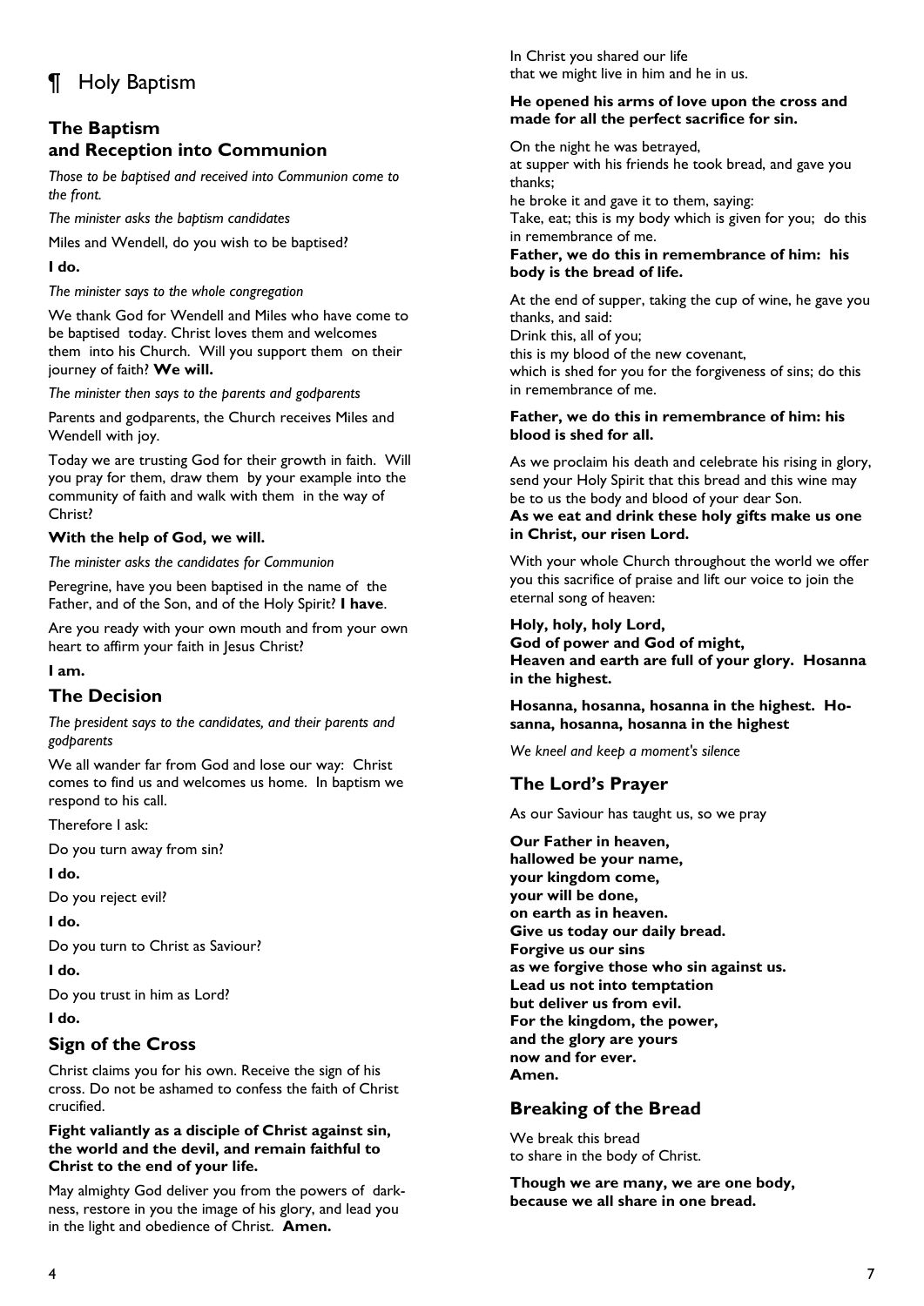# ¶ Holy Baptism

## The Baptism and Reception into Communion

*Those to be baptised and received into Communion come to the front.*

*The minister asks the baptism candidates*

Miles and Wendell, do you wish to be baptised?

**I do.**

*The minister says to the whole congregation*

We thank God for Wendell and Miles who have come to be baptised today. Christ loves them and welcomes them into his Church. Will you support them on their journey of faith? **We will.**

*The minister then says to the parents and godparents*

Parents and godparents, the Church receives Miles and Wendell with joy.

Today we are trusting God for their growth in faith. Will you pray for them, draw them by your example into the community of faith and walk with them in the way of Christ?

**With the help of God, we will.**

*The minister asks the candidates for Communion*

Peregrine, have you been baptised in the name of the Father, and of the Son, and of the Holy Spirit? **I have**.

Are you ready with your own mouth and from your own heart to affirm your faith in Jesus Christ?

**I am.**

## The Decision

*The president says to the candidates, and their parents and godparents*

We all wander far from God and lose our way: Christ comes to find us and welcomes us home. In baptism we respond to his call.

Therefore I ask:

Do you turn away from sin?

**I do.**

Do you reject evil?

**I do.**

Do you turn to Christ as Saviour?

**I do.**

Do you trust in him as Lord?

**I do.**

## Sign of the Cross

Christ claims you for his own. Receive the sign of his cross. Do not be ashamed to confess the faith of Christ crucified.

**Fight valiantly as a disciple of Christ against sin, the world and the devil, and remain faithful to Christ to the end of your life.**

May almighty God deliver you from the powers of darkness, restore in you the image of his glory, and lead you in the light and obedience of Christ. **Amen.**

In Christ you shared our life
that we might live in him and he in us.

**He opened his arms of love upon the cross and made for all the perfect sacrifice for sin.**

On the night he was betrayed,
at supper with his friends he took bread, and gave you thanks;
he broke it and gave it to them, saying:
Take, eat; this is my body which is given for you; do this in remembrance of me.
**Father, we do this in remembrance of him: his body is the bread of life.**

At the end of supper, taking the cup of wine, he gave you thanks, and said:
Drink this, all of you;
this is my blood of the new covenant,
which is shed for you for the forgiveness of sins; do this in remembrance of me.

**Father, we do this in remembrance of him: his blood is shed for all.**

As we proclaim his death and celebrate his rising in glory, send your Holy Spirit that this bread and this wine may be to us the body and blood of your dear Son.
**As we eat and drink these holy gifts make us one in Christ, our risen Lord.**

With your whole Church throughout the world we offer you this sacrifice of praise and lift our voice to join the eternal song of heaven:

**Holy, holy, holy Lord,
God of power and God of might,
Heaven and earth are full of your glory. Hosanna in the highest.**

**Hosanna, hosanna, hosanna in the highest. Hosanna, hosanna, hosanna in the highest**

*We kneel and keep a moment's silence*

## The Lord's Prayer

As our Saviour has taught us, so we pray

**Our Father in heaven,
hallowed be your name,
your kingdom come,
your will be done,
on earth as in heaven.
Give us today our daily bread.
Forgive us our sins
as we forgive those who sin against us.
Lead us not into temptation
but deliver us from evil.
For the kingdom, the power,
and the glory are yours
now and for ever.
Amen.**

## Breaking of the Bread

We break this bread
to share in the body of Christ.

**Though we are many, we are one body,
because we all share in one bread.**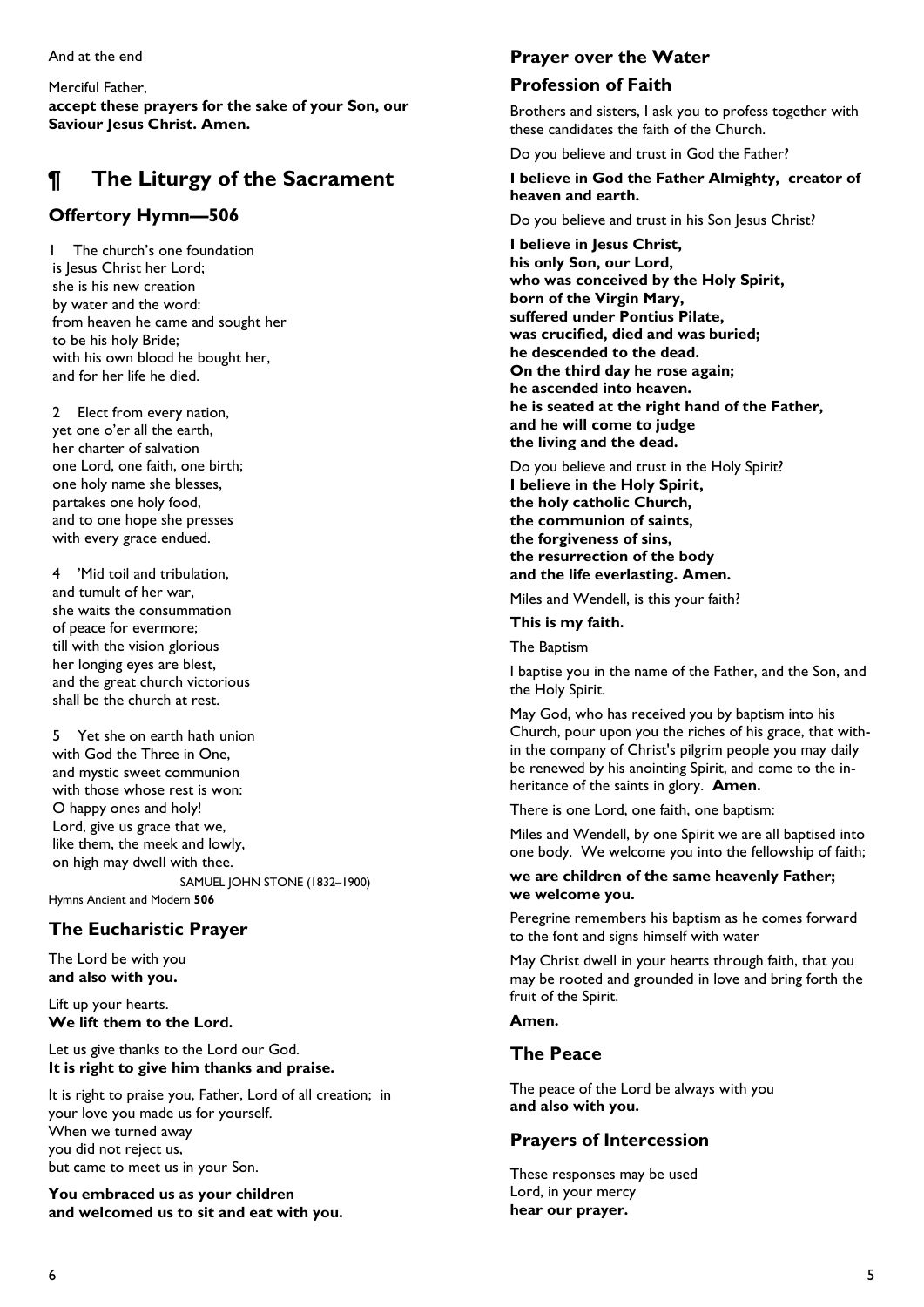And at the end

Merciful Father,
**accept these prayers for the sake of your Son, our Saviour Jesus Christ. Amen.**

# ¶ The Liturgy of the Sacrament

## Offertory Hymn—506

1 The church's one foundation
is Jesus Christ her Lord;
she is his new creation
by water and the word:
from heaven he came and sought her
to be his holy Bride;
with his own blood he bought her,
and for her life he died.

2 Elect from every nation,
yet one o'er all the earth,
her charter of salvation
one Lord, one faith, one birth;
one holy name she blesses,
partakes one holy food,
and to one hope she presses
with every grace endued.

4 'Mid toil and tribulation,
and tumult of her war,
she waits the consummation
of peace for evermore;
till with the vision glorious
her longing eyes are blest,
and the great church victorious
shall be the church at rest.

5 Yet she on earth hath union
with God the Three in One,
and mystic sweet communion
with those whose rest is won:
O happy ones and holy!
Lord, give us grace that we,
like them, the meek and lowly,
on high may dwell with thee.

SAMUEL JOHN STONE (1832–1900)

Hymns Ancient and Modern **506**

## The Eucharistic Prayer

The Lord be with you
**and also with you.**

Lift up your hearts.
**We lift them to the Lord.**

Let us give thanks to the Lord our God.
**It is right to give him thanks and praise.**

It is right to praise you, Father, Lord of all creation; in your love you made us for yourself.
When we turned away
you did not reject us,
but came to meet us in your Son.

**You embraced us as your children
and welcomed us to sit and eat with you.**

## Prayer over the Water

## Profession of Faith

Brothers and sisters, I ask you to profess together with these candidates the faith of the Church.

Do you believe and trust in God the Father?

**I believe in God the Father Almighty, creator of heaven and earth.**

Do you believe and trust in his Son Jesus Christ?

**I believe in Jesus Christ,
his only Son, our Lord,
who was conceived by the Holy Spirit,
born of the Virgin Mary,
suffered under Pontius Pilate,
was crucified, died and was buried;
he descended to the dead.
On the third day he rose again;
he ascended into heaven.
he is seated at the right hand of the Father,
and he will come to judge
the living and the dead.**

Do you believe and trust in the Holy Spirit?
**I believe in the Holy Spirit,
the holy catholic Church,
the communion of saints,
the forgiveness of sins,
the resurrection of the body
and the life everlasting. Amen.**

Miles and Wendell, is this your faith?

**This is my faith.**

The Baptism

I baptise you in the name of the Father, and the Son, and the Holy Spirit.

May God, who has received you by baptism into his Church, pour upon you the riches of his grace, that within the company of Christ's pilgrim people you may daily be renewed by his anointing Spirit, and come to the inheritance of the saints in glory. **Amen.**

There is one Lord, one faith, one baptism:

Miles and Wendell, by one Spirit we are all baptised into one body. We welcome you into the fellowship of faith;

**we are children of the same heavenly Father;
we welcome you.**

Peregrine remembers his baptism as he comes forward to the font and signs himself with water

May Christ dwell in your hearts through faith, that you may be rooted and grounded in love and bring forth the fruit of the Spirit.

**Amen.**

## The Peace

The peace of the Lord be always with you
**and also with you.**

## Prayers of Intercession

These responses may be used
Lord, in your mercy
**hear our prayer.**